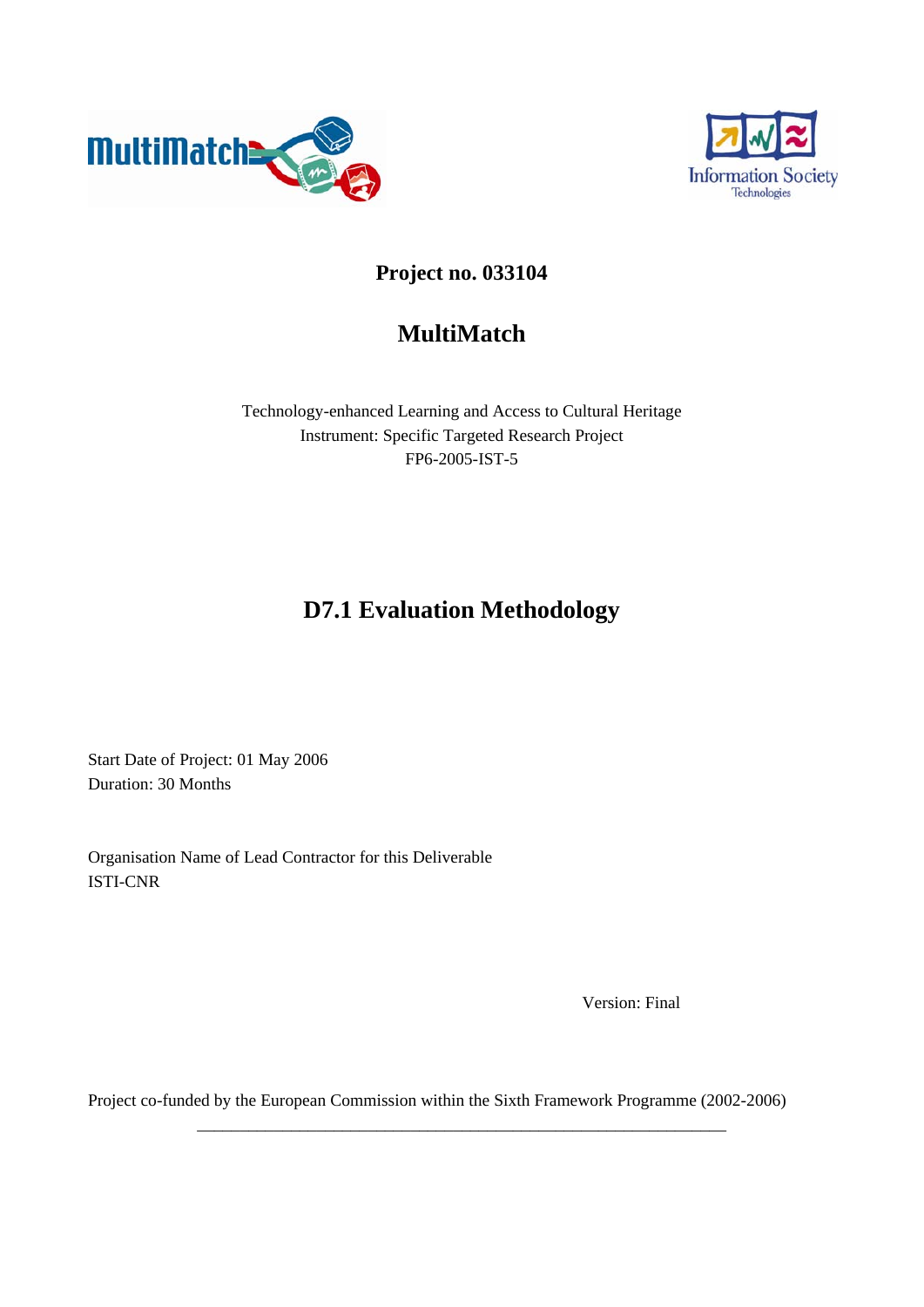**Project no. 033104**

# MultiMatch

Technology-enhanced Learning and Access to Cultural Heritage
Instrument: Specific Targeted Research Project
FP6-2005-IST-5

# D7.1 Evaluation Methodology

Start Date of Project: 01 May 2006
Duration: 30 Months

Organisation Name of Lead Contractor for this Deliverable
ISTI-CNR

Version: Final

Project co-funded by the European Commission within the Sixth Framework Programme (2002-2006)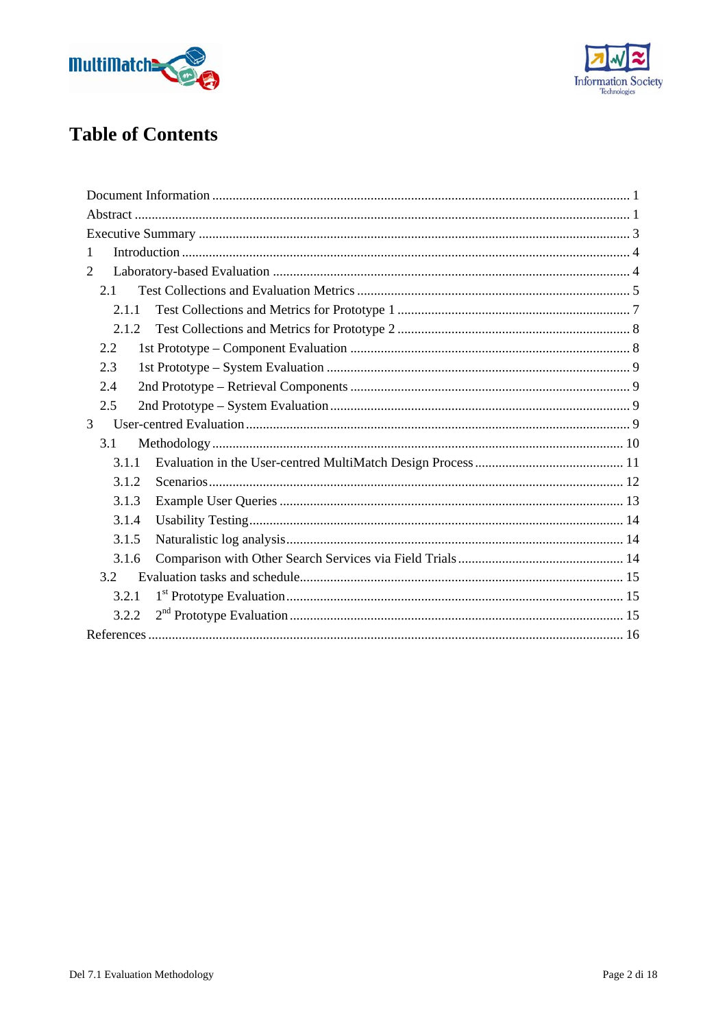# Table of Contents

Document Information ........................................................................................................................ 1
Abstract ............................................................................................................................................... 1
Executive Summary ............................................................................................................................ 3
1 Introduction .................................................................................................................................... 4
2 Laboratory-based Evaluation ......................................................................................................... 4
  2.1 Test Collections and Evaluation Metrics ................................................................................. 5
    2.1.1 Test Collections and Metrics for Prototype 1 ..................................................................... 7
    2.1.2 Test Collections and Metrics for Prototype 2 ..................................................................... 8
  2.2 1st Prototype – Component Evaluation .................................................................................. 8
  2.3 1st Prototype – System Evaluation .......................................................................................... 9
  2.4 2nd Prototype – Retrieval Components .................................................................................. 9
  2.5 2nd Prototype – System Evaluation ......................................................................................... 9
3 User-centred Evaluation ................................................................................................................. 9
  3.1 Methodology ......................................................................................................................... 10
    3.1.1 Evaluation in the User-centred MultiMatch Design Process ............................................ 11
    3.1.2 Scenarios .......................................................................................................................... 12
    3.1.3 Example User Queries ..................................................................................................... 13
    3.1.4 Usability Testing .............................................................................................................. 14
    3.1.5 Naturalistic log analysis ................................................................................................... 14
    3.1.6 Comparison with Other Search Services via Field Trials ................................................. 14
  3.2 Evaluation tasks and schedule ............................................................................................... 15
    3.2.1 1st Prototype Evaluation ................................................................................................... 15
    3.2.2 2nd Prototype Evaluation .................................................................................................. 15
References ........................................................................................................................................ 16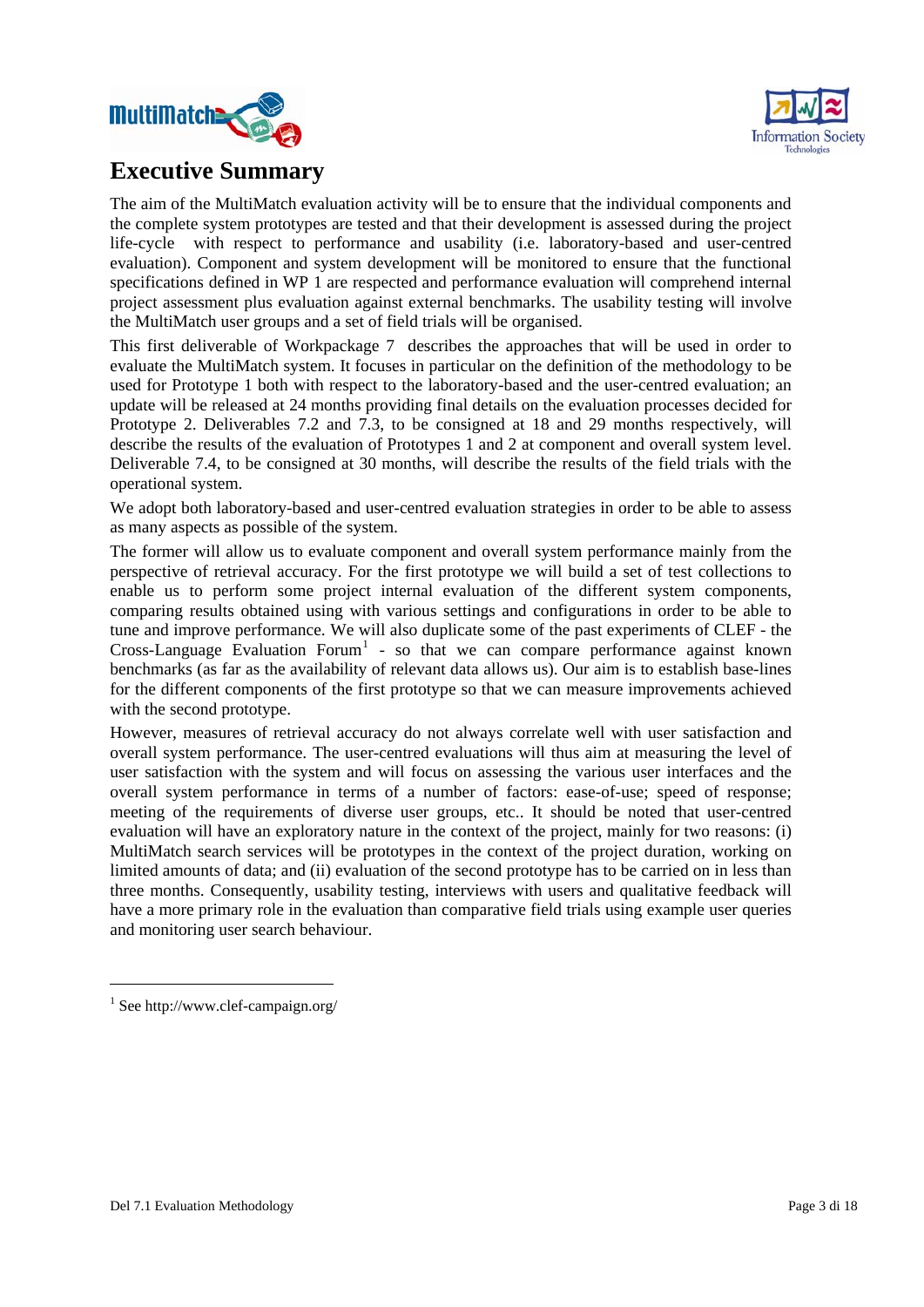# Executive Summary

The aim of the MultiMatch evaluation activity will be to ensure that the individual components and the complete system prototypes are tested and that their development is assessed during the project life-cycle with respect to performance and usability (i.e. laboratory-based and user-centred evaluation). Component and system development will be monitored to ensure that the functional specifications defined in WP 1 are respected and performance evaluation will comprehend internal project assessment plus evaluation against external benchmarks. The usability testing will involve the MultiMatch user groups and a set of field trials will be organised.

This first deliverable of Workpackage 7 describes the approaches that will be used in order to evaluate the MultiMatch system. It focuses in particular on the definition of the methodology to be used for Prototype 1 both with respect to the laboratory-based and the user-centred evaluation; an update will be released at 24 months providing final details on the evaluation processes decided for Prototype 2. Deliverables 7.2 and 7.3, to be consigned at 18 and 29 months respectively, will describe the results of the evaluation of Prototypes 1 and 2 at component and overall system level. Deliverable 7.4, to be consigned at 30 months, will describe the results of the field trials with the operational system.

We adopt both laboratory-based and user-centred evaluation strategies in order to be able to assess as many aspects as possible of the system.

The former will allow us to evaluate component and overall system performance mainly from the perspective of retrieval accuracy. For the first prototype we will build a set of test collections to enable us to perform some project internal evaluation of the different system components, comparing results obtained using with various settings and configurations in order to be able to tune and improve performance. We will also duplicate some of the past experiments of CLEF - the Cross-Language Evaluation Forum[1] - so that we can compare performance against known benchmarks (as far as the availability of relevant data allows us). Our aim is to establish base-lines for the different components of the first prototype so that we can measure improvements achieved with the second prototype.

However, measures of retrieval accuracy do not always correlate well with user satisfaction and overall system performance. The user-centred evaluations will thus aim at measuring the level of user satisfaction with the system and will focus on assessing the various user interfaces and the overall system performance in terms of a number of factors: ease-of-use; speed of response; meeting of the requirements of diverse user groups, etc.. It should be noted that user-centred evaluation will have an exploratory nature in the context of the project, mainly for two reasons: (i) MultiMatch search services will be prototypes in the context of the project duration, working on limited amounts of data; and (ii) evaluation of the second prototype has to be carried on in less than three months. Consequently, usability testing, interviews with users and qualitative feedback will have a more primary role in the evaluation than comparative field trials using example user queries and monitoring user search behaviour.

---

[1] See http://www.clef-campaign.org/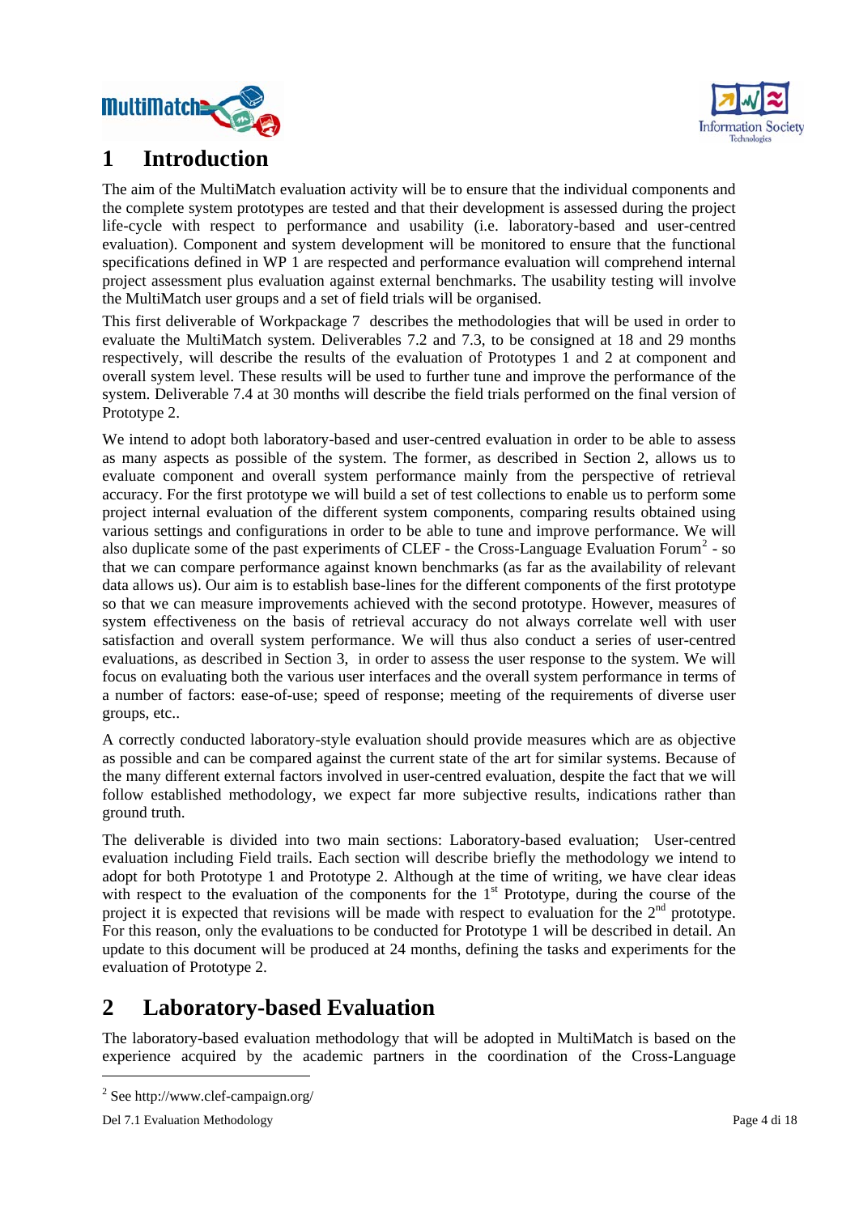# 1 Introduction

The aim of the MultiMatch evaluation activity will be to ensure that the individual components and the complete system prototypes are tested and that their development is assessed during the project life-cycle with respect to performance and usability (i.e. laboratory-based and user-centred evaluation). Component and system development will be monitored to ensure that the functional specifications defined in WP 1 are respected and performance evaluation will comprehend internal project assessment plus evaluation against external benchmarks. The usability testing will involve the MultiMatch user groups and a set of field trials will be organised.

This first deliverable of Workpackage 7 describes the methodologies that will be used in order to evaluate the MultiMatch system. Deliverables 7.2 and 7.3, to be consigned at 18 and 29 months respectively, will describe the results of the evaluation of Prototypes 1 and 2 at component and overall system level. These results will be used to further tune and improve the performance of the system. Deliverable 7.4 at 30 months will describe the field trials performed on the final version of Prototype 2.

We intend to adopt both laboratory-based and user-centred evaluation in order to be able to assess as many aspects as possible of the system. The former, as described in Section 2, allows us to evaluate component and overall system performance mainly from the perspective of retrieval accuracy. For the first prototype we will build a set of test collections to enable us to perform some project internal evaluation of the different system components, comparing results obtained using various settings and configurations in order to be able to tune and improve performance. We will also duplicate some of the past experiments of CLEF - the Cross-Language Evaluation Forum[2] - so that we can compare performance against known benchmarks (as far as the availability of relevant data allows us). Our aim is to establish base-lines for the different components of the first prototype so that we can measure improvements achieved with the second prototype. However, measures of system effectiveness on the basis of retrieval accuracy do not always correlate well with user satisfaction and overall system performance. We will thus also conduct a series of user-centred evaluations, as described in Section 3, in order to assess the user response to the system. We will focus on evaluating both the various user interfaces and the overall system performance in terms of a number of factors: ease-of-use; speed of response; meeting of the requirements of diverse user groups, etc..

A correctly conducted laboratory-style evaluation should provide measures which are as objective as possible and can be compared against the current state of the art for similar systems. Because of the many different external factors involved in user-centred evaluation, despite the fact that we will follow established methodology, we expect far more subjective results, indications rather than ground truth.

The deliverable is divided into two main sections: Laboratory-based evaluation; User-centred evaluation including Field trails. Each section will describe briefly the methodology we intend to adopt for both Prototype 1 and Prototype 2. Although at the time of writing, we have clear ideas with respect to the evaluation of the components for the 1st Prototype, during the course of the project it is expected that revisions will be made with respect to evaluation for the 2nd prototype. For this reason, only the evaluations to be conducted for Prototype 1 will be described in detail. An update to this document will be produced at 24 months, defining the tasks and experiments for the evaluation of Prototype 2.

# 2 Laboratory-based Evaluation

The laboratory-based evaluation methodology that will be adopted in MultiMatch is based on the experience acquired by the academic partners in the coordination of the Cross-Language

---

[2] See http://www.clef-campaign.org/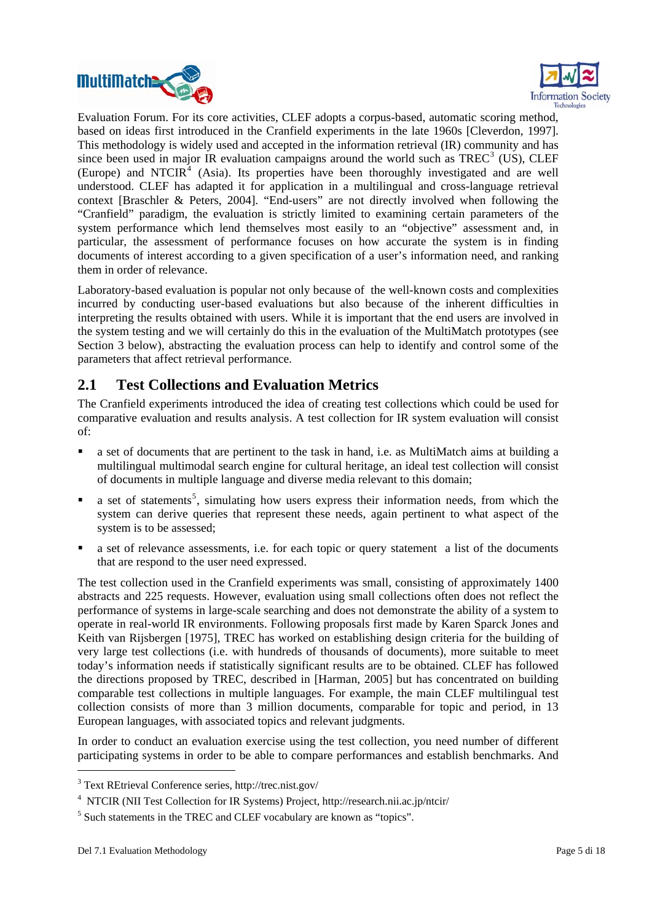Evaluation Forum. For its core activities, CLEF adopts a corpus-based, automatic scoring method, based on ideas first introduced in the Cranfield experiments in the late 1960s [Cleverdon, 1997]. This methodology is widely used and accepted in the information retrieval (IR) community and has since been used in major IR evaluation campaigns around the world such as TREC[3] (US), CLEF (Europe) and NTCIR[4] (Asia). Its properties have been thoroughly investigated and are well understood. CLEF has adapted it for application in a multilingual and cross-language retrieval context [Braschler & Peters, 2004]. "End-users" are not directly involved when following the "Cranfield" paradigm, the evaluation is strictly limited to examining certain parameters of the system performance which lend themselves most easily to an "objective" assessment and, in particular, the assessment of performance focuses on how accurate the system is in finding documents of interest according to a given specification of a user's information need, and ranking them in order of relevance.

Laboratory-based evaluation is popular not only because of the well-known costs and complexities incurred by conducting user-based evaluations but also because of the inherent difficulties in interpreting the results obtained with users. While it is important that the end users are involved in the system testing and we will certainly do this in the evaluation of the MultiMatch prototypes (see Section 3 below), abstracting the evaluation process can help to identify and control some of the parameters that affect retrieval performance.

## 2.1 Test Collections and Evaluation Metrics

The Cranfield experiments introduced the idea of creating test collections which could be used for comparative evaluation and results analysis. A test collection for IR system evaluation will consist of:

- a set of documents that are pertinent to the task in hand, i.e. as MultiMatch aims at building a multilingual multimodal search engine for cultural heritage, an ideal test collection will consist of documents in multiple language and diverse media relevant to this domain;
- a set of statements[5], simulating how users express their information needs, from which the system can derive queries that represent these needs, again pertinent to what aspect of the system is to be assessed;
- a set of relevance assessments, i.e. for each topic or query statement a list of the documents that are respond to the user need expressed.

The test collection used in the Cranfield experiments was small, consisting of approximately 1400 abstracts and 225 requests. However, evaluation using small collections often does not reflect the performance of systems in large-scale searching and does not demonstrate the ability of a system to operate in real-world IR environments. Following proposals first made by Karen Sparck Jones and Keith van Rijsbergen [1975], TREC has worked on establishing design criteria for the building of very large test collections (i.e. with hundreds of thousands of documents), more suitable to meet today's information needs if statistically significant results are to be obtained. CLEF has followed the directions proposed by TREC, described in [Harman, 2005] but has concentrated on building comparable test collections in multiple languages. For example, the main CLEF multilingual test collection consists of more than 3 million documents, comparable for topic and period, in 13 European languages, with associated topics and relevant judgments.

In order to conduct an evaluation exercise using the test collection, you need number of different participating systems in order to be able to compare performances and establish benchmarks. And

---

[3] Text REtrieval Conference series, http://trec.nist.gov/

[4] NTCIR (NII Test Collection for IR Systems) Project, http://research.nii.ac.jp/ntcir/

[5] Such statements in the TREC and CLEF vocabulary are known as "topics".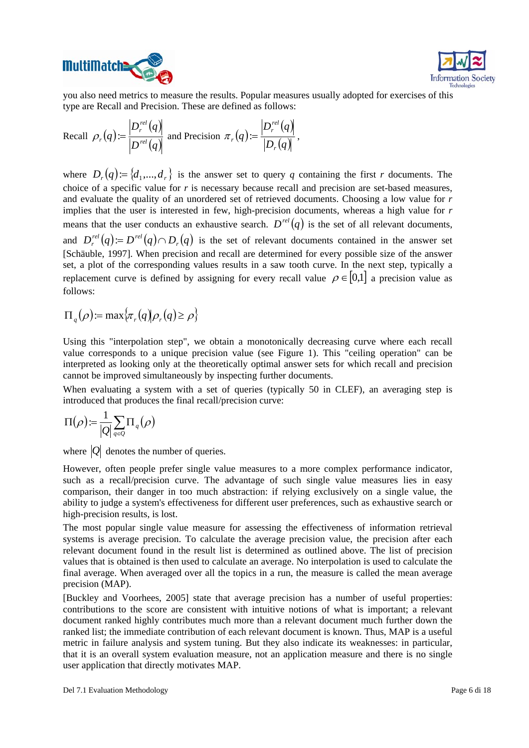you also need metrics to measure the results. Popular measures usually adopted for exercises of this type are Recall and Precision. These are defined as follows:

$$\text{Recall } \rho_r(q) := \frac{\left|D_r^{rel}(q)\right|}{\left|D^{rel}(q)\right|} \text{ and Precision } \pi_r(q) := \frac{\left|D_r^{rel}(q)\right|}{\left|D_r(q)\right|},$$

where $D_r(q) := \{d_1, \ldots, d_r\}$ is the answer set to query $q$ containing the first $r$ documents. The choice of a specific value for $r$ is necessary because recall and precision are set-based measures, and evaluate the quality of an unordered set of retrieved documents. Choosing a low value for $r$ implies that the user is interested in few, high-precision documents, whereas a high value for $r$ means that the user conducts an exhaustive search. $D^{rel}(q)$ is the set of all relevant documents, and $D_r^{rel}(q) := D^{rel}(q) \cap D_r(q)$ is the set of relevant documents contained in the answer set [Schäuble, 1997]. When precision and recall are determined for every possible size of the answer set, a plot of the corresponding values results in a saw tooth curve. In the next step, typically a replacement curve is defined by assigning for every recall value $\rho \in [0,1]$ a precision value as follows:

$$\Pi_q(\rho) := \max\{\pi_r(q) | \rho_r(q) \geq \rho\}$$

Using this "interpolation step", we obtain a monotonically decreasing curve where each recall value corresponds to a unique precision value (see Figure 1). This "ceiling operation" can be interpreted as looking only at the theoretically optimal answer sets for which recall and precision cannot be improved simultaneously by inspecting further documents.

When evaluating a system with a set of queries (typically 50 in CLEF), an averaging step is introduced that produces the final recall/precision curve:

$$\Pi(\rho) := \frac{1}{|Q|} \sum_{q \in Q} \Pi_q(\rho)$$

where $|Q|$ denotes the number of queries.

However, often people prefer single value measures to a more complex performance indicator, such as a recall/precision curve. The advantage of such single value measures lies in easy comparison, their danger in too much abstraction: if relying exclusively on a single value, the ability to judge a system's effectiveness for different user preferences, such as exhaustive search or high-precision results, is lost.

The most popular single value measure for assessing the effectiveness of information retrieval systems is average precision. To calculate the average precision value, the precision after each relevant document found in the result list is determined as outlined above. The list of precision values that is obtained is then used to calculate an average. No interpolation is used to calculate the final average. When averaged over all the topics in a run, the measure is called the mean average precision (MAP).

[Buckley and Voorhees, 2005] state that average precision has a number of useful properties: contributions to the score are consistent with intuitive notions of what is important; a relevant document ranked highly contributes much more than a relevant document much further down the ranked list; the immediate contribution of each relevant document is known. Thus, MAP is a useful metric in failure analysis and system tuning. But they also indicate its weaknesses: in particular, that it is an overall system evaluation measure, not an application measure and there is no single user application that directly motivates MAP.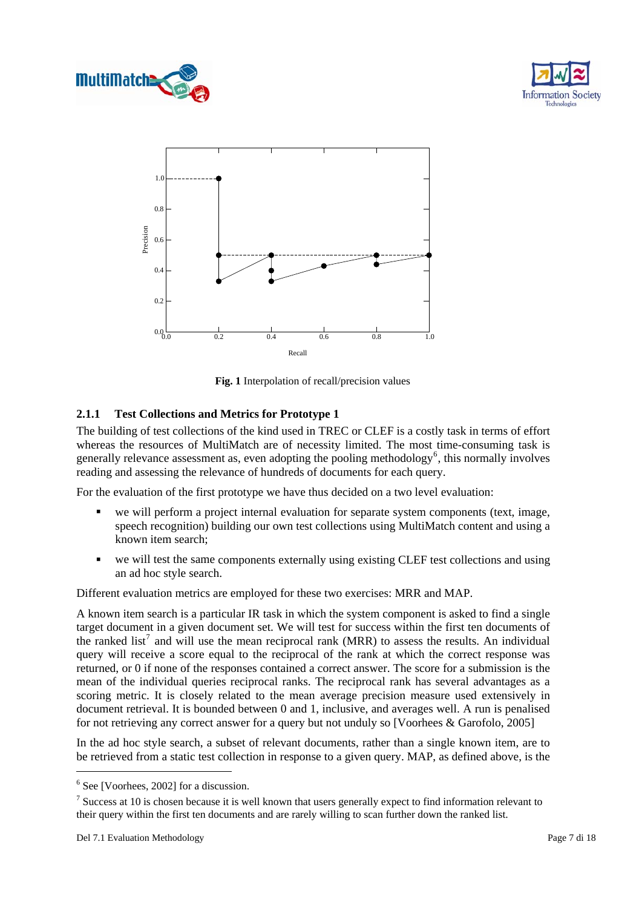Fig. 1 Interpolation of recall/precision values

### 2.1.1 Test Collections and Metrics for Prototype 1

The building of test collections of the kind used in TREC or CLEF is a costly task in terms of effort whereas the resources of MultiMatch are of necessity limited. The most time-consuming task is generally relevance assessment as, even adopting the pooling methodology[6], this normally involves reading and assessing the relevance of hundreds of documents for each query.

For the evaluation of the first prototype we have thus decided on a two level evaluation:

- we will perform a project internal evaluation for separate system components (text, image, speech recognition) building our own test collections using MultiMatch content and using a known item search;
- we will test the same components externally using existing CLEF test collections and using an ad hoc style search.

Different evaluation metrics are employed for these two exercises: MRR and MAP.

A known item search is a particular IR task in which the system component is asked to find a single target document in a given document set. We will test for success within the first ten documents of the ranked list[7] and will use the mean reciprocal rank (MRR) to assess the results. An individual query will receive a score equal to the reciprocal of the rank at which the correct response was returned, or 0 if none of the responses contained a correct answer. The score for a submission is the mean of the individual queries reciprocal ranks. The reciprocal rank has several advantages as a scoring metric. It is closely related to the mean average precision measure used extensively in document retrieval. It is bounded between 0 and 1, inclusive, and averages well. A run is penalised for not retrieving any correct answer for a query but not unduly so [Voorhees & Garofolo, 2005]

In the ad hoc style search, a subset of relevant documents, rather than a single known item, are to be retrieved from a static test collection in response to a given query. MAP, as defined above, is the

---

[6] See [Voorhees, 2002] for a discussion.

[7] Success at 10 is chosen because it is well known that users generally expect to find information relevant to their query within the first ten documents and are rarely willing to scan further down the ranked list.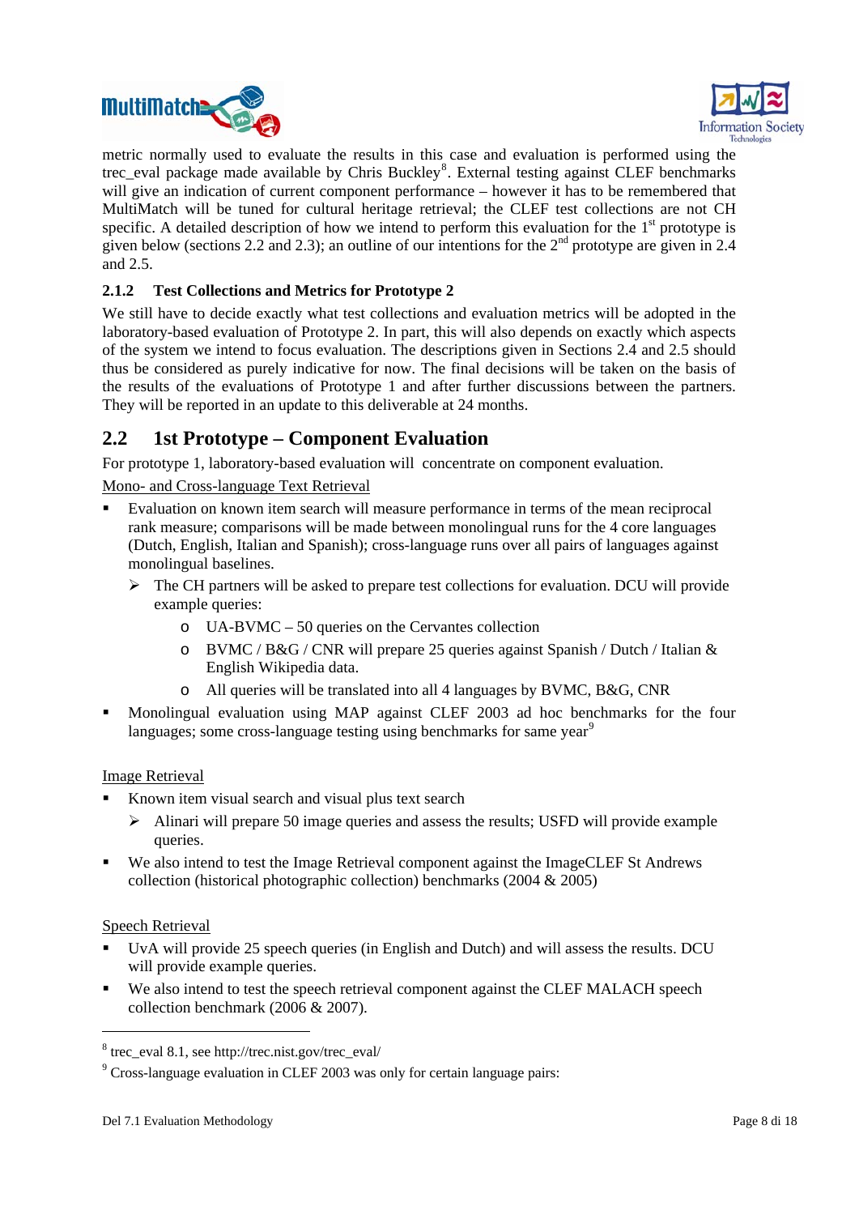metric normally used to evaluate the results in this case and evaluation is performed using the trec_eval package made available by Chris Buckley[8]. External testing against CLEF benchmarks will give an indication of current component performance – however it has to be remembered that MultiMatch will be tuned for cultural heritage retrieval; the CLEF test collections are not CH specific. A detailed description of how we intend to perform this evaluation for the 1st prototype is given below (sections 2.2 and 2.3); an outline of our intentions for the 2nd prototype are given in 2.4 and 2.5.

### 2.1.2 Test Collections and Metrics for Prototype 2

We still have to decide exactly what test collections and evaluation metrics will be adopted in the laboratory-based evaluation of Prototype 2. In part, this will also depends on exactly which aspects of the system we intend to focus evaluation. The descriptions given in Sections 2.4 and 2.5 should thus be considered as purely indicative for now. The final decisions will be taken on the basis of the results of the evaluations of Prototype 1 and after further discussions between the partners. They will be reported in an update to this deliverable at 24 months.

## 2.2 1st Prototype – Component Evaluation

For prototype 1, laboratory-based evaluation will concentrate on component evaluation.

<u>Mono- and Cross-language Text Retrieval</u>

- Evaluation on known item search will measure performance in terms of the mean reciprocal rank measure; comparisons will be made between monolingual runs for the 4 core languages (Dutch, English, Italian and Spanish); cross-language runs over all pairs of languages against monolingual baselines.
  - The CH partners will be asked to prepare test collections for evaluation. DCU will provide example queries:
    - UA-BVMC – 50 queries on the Cervantes collection
    - BVMC / B&G / CNR will prepare 25 queries against Spanish / Dutch / Italian & English Wikipedia data.
    - All queries will be translated into all 4 languages by BVMC, B&G, CNR
- Monolingual evaluation using MAP against CLEF 2003 ad hoc benchmarks for the four languages; some cross-language testing using benchmarks for same year[9]

<u>Image Retrieval</u>

- Known item visual search and visual plus text search
  - Alinari will prepare 50 image queries and assess the results; USFD will provide example queries.
- We also intend to test the Image Retrieval component against the ImageCLEF St Andrews collection (historical photographic collection) benchmarks (2004 & 2005)

<u>Speech Retrieval</u>

- UvA will provide 25 speech queries (in English and Dutch) and will assess the results. DCU will provide example queries.
- We also intend to test the speech retrieval component against the CLEF MALACH speech collection benchmark (2006 & 2007).

---

[8] trec_eval 8.1, see http://trec.nist.gov/trec_eval/

[9] Cross-language evaluation in CLEF 2003 was only for certain language pairs: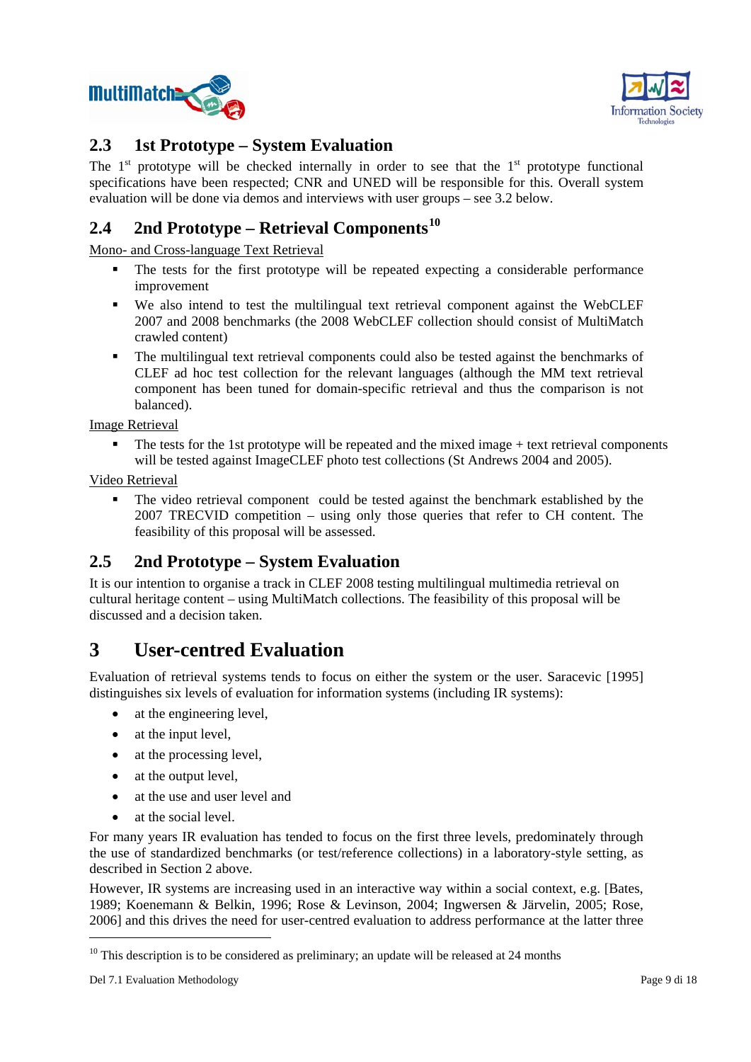## 2.3 1st Prototype – System Evaluation

The 1st prototype will be checked internally in order to see that the 1st prototype functional specifications have been respected; CNR and UNED will be responsible for this. Overall system evaluation will be done via demos and interviews with user groups – see 3.2 below.

## 2.4 2nd Prototype – Retrieval Components[10]

Mono- and Cross-language Text Retrieval

- The tests for the first prototype will be repeated expecting a considerable performance improvement
- We also intend to test the multilingual text retrieval component against the WebCLEF 2007 and 2008 benchmarks (the 2008 WebCLEF collection should consist of MultiMatch crawled content)
- The multilingual text retrieval components could also be tested against the benchmarks of CLEF ad hoc test collection for the relevant languages (although the MM text retrieval component has been tuned for domain-specific retrieval and thus the comparison is not balanced).

Image Retrieval

- The tests for the 1st prototype will be repeated and the mixed image + text retrieval components will be tested against ImageCLEF photo test collections (St Andrews 2004 and 2005).

Video Retrieval

- The video retrieval component could be tested against the benchmark established by the 2007 TRECVID competition – using only those queries that refer to CH content. The feasibility of this proposal will be assessed.

## 2.5 2nd Prototype – System Evaluation

It is our intention to organise a track in CLEF 2008 testing multilingual multimedia retrieval on cultural heritage content – using MultiMatch collections. The feasibility of this proposal will be discussed and a decision taken.

# 3 User-centred Evaluation

Evaluation of retrieval systems tends to focus on either the system or the user. Saracevic [1995] distinguishes six levels of evaluation for information systems (including IR systems):

- at the engineering level,
- at the input level,
- at the processing level,
- at the output level,
- at the use and user level and
- at the social level.

For many years IR evaluation has tended to focus on the first three levels, predominately through the use of standardized benchmarks (or test/reference collections) in a laboratory-style setting, as described in Section 2 above.

However, IR systems are increasing used in an interactive way within a social context, e.g. [Bates, 1989; Koenemann & Belkin, 1996; Rose & Levinson, 2004; Ingwersen & Järvelin, 2005; Rose, 2006] and this drives the need for user-centred evaluation to address performance at the latter three

[10] This description is to be considered as preliminary; an update will be released at 24 months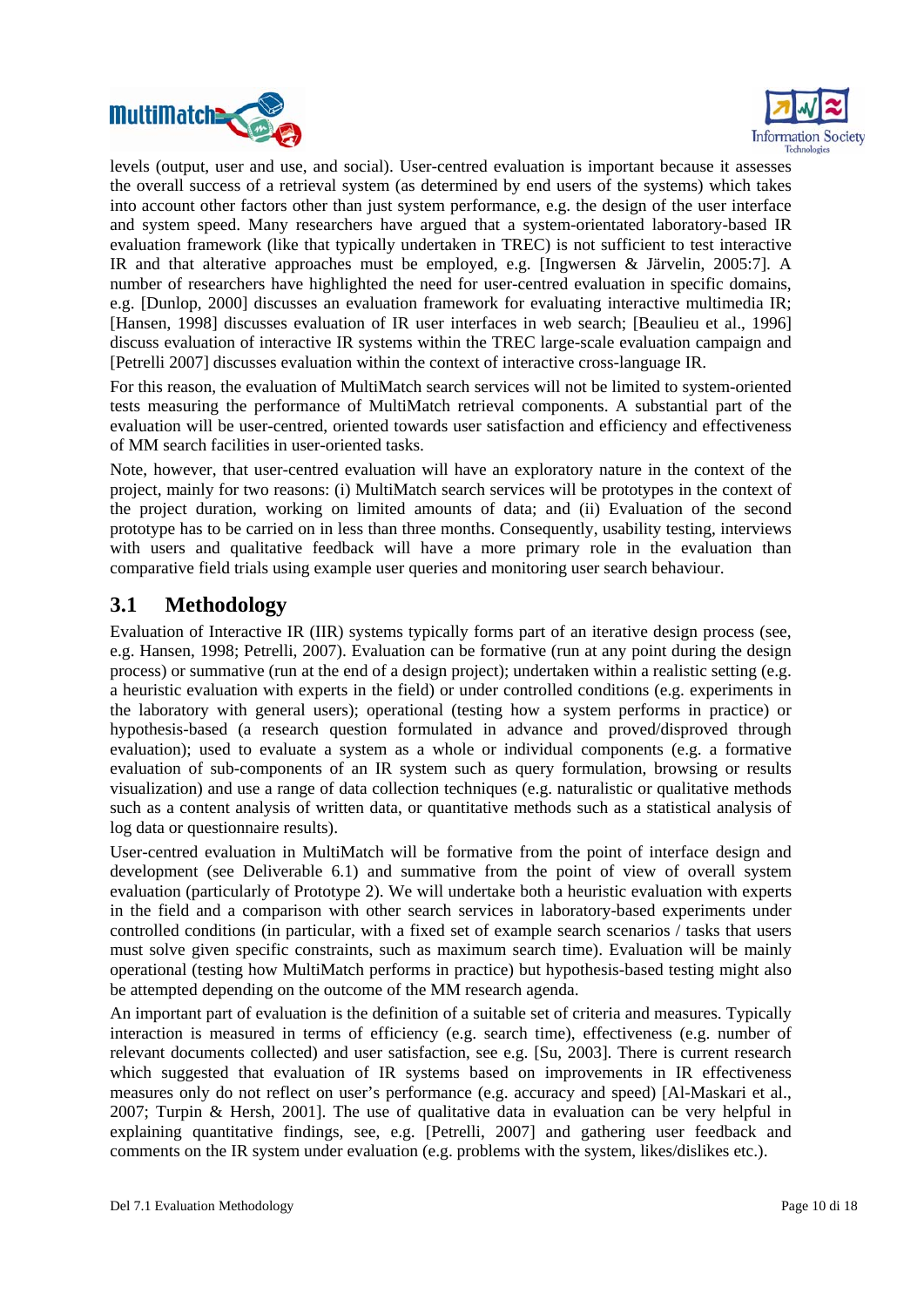levels (output, user and use, and social). User-centred evaluation is important because it assesses the overall success of a retrieval system (as determined by end users of the systems) which takes into account other factors other than just system performance, e.g. the design of the user interface and system speed. Many researchers have argued that a system-orientated laboratory-based IR evaluation framework (like that typically undertaken in TREC) is not sufficient to test interactive IR and that alterative approaches must be employed, e.g. [Ingwersen & Järvelin, 2005:7]. A number of researchers have highlighted the need for user-centred evaluation in specific domains, e.g. [Dunlop, 2000] discusses an evaluation framework for evaluating interactive multimedia IR; [Hansen, 1998] discusses evaluation of IR user interfaces in web search; [Beaulieu et al., 1996] discuss evaluation of interactive IR systems within the TREC large-scale evaluation campaign and [Petrelli 2007] discusses evaluation within the context of interactive cross-language IR.

For this reason, the evaluation of MultiMatch search services will not be limited to system-oriented tests measuring the performance of MultiMatch retrieval components. A substantial part of the evaluation will be user-centred, oriented towards user satisfaction and efficiency and effectiveness of MM search facilities in user-oriented tasks.

Note, however, that user-centred evaluation will have an exploratory nature in the context of the project, mainly for two reasons: (i) MultiMatch search services will be prototypes in the context of the project duration, working on limited amounts of data; and (ii) Evaluation of the second prototype has to be carried on in less than three months. Consequently, usability testing, interviews with users and qualitative feedback will have a more primary role in the evaluation than comparative field trials using example user queries and monitoring user search behaviour.

## 3.1 Methodology

Evaluation of Interactive IR (IIR) systems typically forms part of an iterative design process (see, e.g. Hansen, 1998; Petrelli, 2007). Evaluation can be formative (run at any point during the design process) or summative (run at the end of a design project); undertaken within a realistic setting (e.g. a heuristic evaluation with experts in the field) or under controlled conditions (e.g. experiments in the laboratory with general users); operational (testing how a system performs in practice) or hypothesis-based (a research question formulated in advance and proved/disproved through evaluation); used to evaluate a system as a whole or individual components (e.g. a formative evaluation of sub-components of an IR system such as query formulation, browsing or results visualization) and use a range of data collection techniques (e.g. naturalistic or qualitative methods such as a content analysis of written data, or quantitative methods such as a statistical analysis of log data or questionnaire results).

User-centred evaluation in MultiMatch will be formative from the point of interface design and development (see Deliverable 6.1) and summative from the point of view of overall system evaluation (particularly of Prototype 2). We will undertake both a heuristic evaluation with experts in the field and a comparison with other search services in laboratory-based experiments under controlled conditions (in particular, with a fixed set of example search scenarios / tasks that users must solve given specific constraints, such as maximum search time). Evaluation will be mainly operational (testing how MultiMatch performs in practice) but hypothesis-based testing might also be attempted depending on the outcome of the MM research agenda.

An important part of evaluation is the definition of a suitable set of criteria and measures. Typically interaction is measured in terms of efficiency (e.g. search time), effectiveness (e.g. number of relevant documents collected) and user satisfaction, see e.g. [Su, 2003]. There is current research which suggested that evaluation of IR systems based on improvements in IR effectiveness measures only do not reflect on user's performance (e.g. accuracy and speed) [Al-Maskari et al., 2007; Turpin & Hersh, 2001]. The use of qualitative data in evaluation can be very helpful in explaining quantitative findings, see, e.g. [Petrelli, 2007] and gathering user feedback and comments on the IR system under evaluation (e.g. problems with the system, likes/dislikes etc.).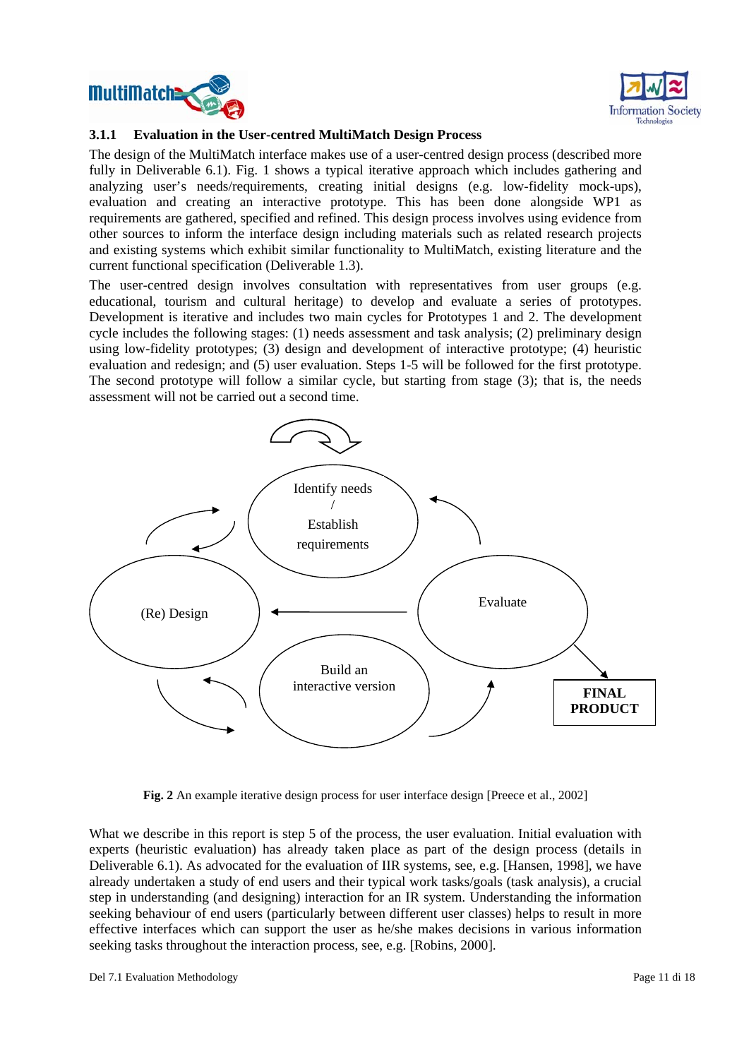### 3.1.1 Evaluation in the User-centred MultiMatch Design Process

The design of the MultiMatch interface makes use of a user-centred design process (described more fully in Deliverable 6.1). Fig. 1 shows a typical iterative approach which includes gathering and analyzing user's needs/requirements, creating initial designs (e.g. low-fidelity mock-ups), evaluation and creating an interactive prototype. This has been done alongside WP1 as requirements are gathered, specified and refined. This design process involves using evidence from other sources to inform the interface design including materials such as related research projects and existing systems which exhibit similar functionality to MultiMatch, existing literature and the current functional specification (Deliverable 1.3).

The user-centred design involves consultation with representatives from user groups (e.g. educational, tourism and cultural heritage) to develop and evaluate a series of prototypes. Development is iterative and includes two main cycles for Prototypes 1 and 2. The development cycle includes the following stages: (1) needs assessment and task analysis; (2) preliminary design using low-fidelity prototypes; (3) design and development of interactive prototype; (4) heuristic evaluation and redesign; and (5) user evaluation. Steps 1-5 will be followed for the first prototype. The second prototype will follow a similar cycle, but starting from stage (3); that is, the needs assessment will not be carried out a second time.

Identify needs / Establish requirements

(Re) Design

Evaluate

Build an interactive version

**FINAL PRODUCT**

**Fig. 2** An example iterative design process for user interface design [Preece et al., 2002]

What we describe in this report is step 5 of the process, the user evaluation. Initial evaluation with experts (heuristic evaluation) has already taken place as part of the design process (details in Deliverable 6.1). As advocated for the evaluation of IIR systems, see, e.g. [Hansen, 1998], we have already undertaken a study of end users and their typical work tasks/goals (task analysis), a crucial step in understanding (and designing) interaction for an IR system. Understanding the information seeking behaviour of end users (particularly between different user classes) helps to result in more effective interfaces which can support the user as he/she makes decisions in various information seeking tasks throughout the interaction process, see, e.g. [Robins, 2000].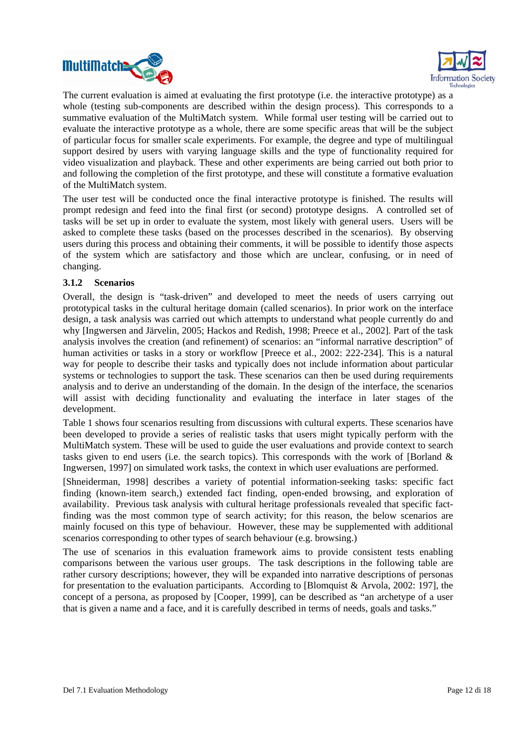The current evaluation is aimed at evaluating the first prototype (i.e. the interactive prototype) as a whole (testing sub-components are described within the design process). This corresponds to a summative evaluation of the MultiMatch system. While formal user testing will be carried out to evaluate the interactive prototype as a whole, there are some specific areas that will be the subject of particular focus for smaller scale experiments. For example, the degree and type of multilingual support desired by users with varying language skills and the type of functionality required for video visualization and playback. These and other experiments are being carried out both prior to and following the completion of the first prototype, and these will constitute a formative evaluation of the MultiMatch system.

The user test will be conducted once the final interactive prototype is finished. The results will prompt redesign and feed into the final first (or second) prototype designs. A controlled set of tasks will be set up in order to evaluate the system, most likely with general users. Users will be asked to complete these tasks (based on the processes described in the scenarios). By observing users during this process and obtaining their comments, it will be possible to identify those aspects of the system which are satisfactory and those which are unclear, confusing, or in need of changing.

### 3.1.2 Scenarios

Overall, the design is "task-driven" and developed to meet the needs of users carrying out prototypical tasks in the cultural heritage domain (called scenarios). In prior work on the interface design, a task analysis was carried out which attempts to understand what people currently do and why [Ingwersen and Järvelin, 2005; Hackos and Redish, 1998; Preece et al., 2002]. Part of the task analysis involves the creation (and refinement) of scenarios: an "informal narrative description" of human activities or tasks in a story or workflow [Preece et al., 2002: 222-234]. This is a natural way for people to describe their tasks and typically does not include information about particular systems or technologies to support the task. These scenarios can then be used during requirements analysis and to derive an understanding of the domain. In the design of the interface, the scenarios will assist with deciding functionality and evaluating the interface in later stages of the development.

Table 1 shows four scenarios resulting from discussions with cultural experts. These scenarios have been developed to provide a series of realistic tasks that users might typically perform with the MultiMatch system. These will be used to guide the user evaluations and provide context to search tasks given to end users (i.e. the search topics). This corresponds with the work of [Borland & Ingwersen, 1997] on simulated work tasks, the context in which user evaluations are performed.

[Shneiderman, 1998] describes a variety of potential information-seeking tasks: specific fact finding (known-item search,) extended fact finding, open-ended browsing, and exploration of availability. Previous task analysis with cultural heritage professionals revealed that specific fact-finding was the most common type of search activity; for this reason, the below scenarios are mainly focused on this type of behaviour. However, these may be supplemented with additional scenarios corresponding to other types of search behaviour (e.g. browsing.)

The use of scenarios in this evaluation framework aims to provide consistent tests enabling comparisons between the various user groups. The task descriptions in the following table are rather cursory descriptions; however, they will be expanded into narrative descriptions of personas for presentation to the evaluation participants. According to [Blomquist & Arvola, 2002: 197], the concept of a persona, as proposed by [Cooper, 1999], can be described as "an archetype of a user that is given a name and a face, and it is carefully described in terms of needs, goals and tasks."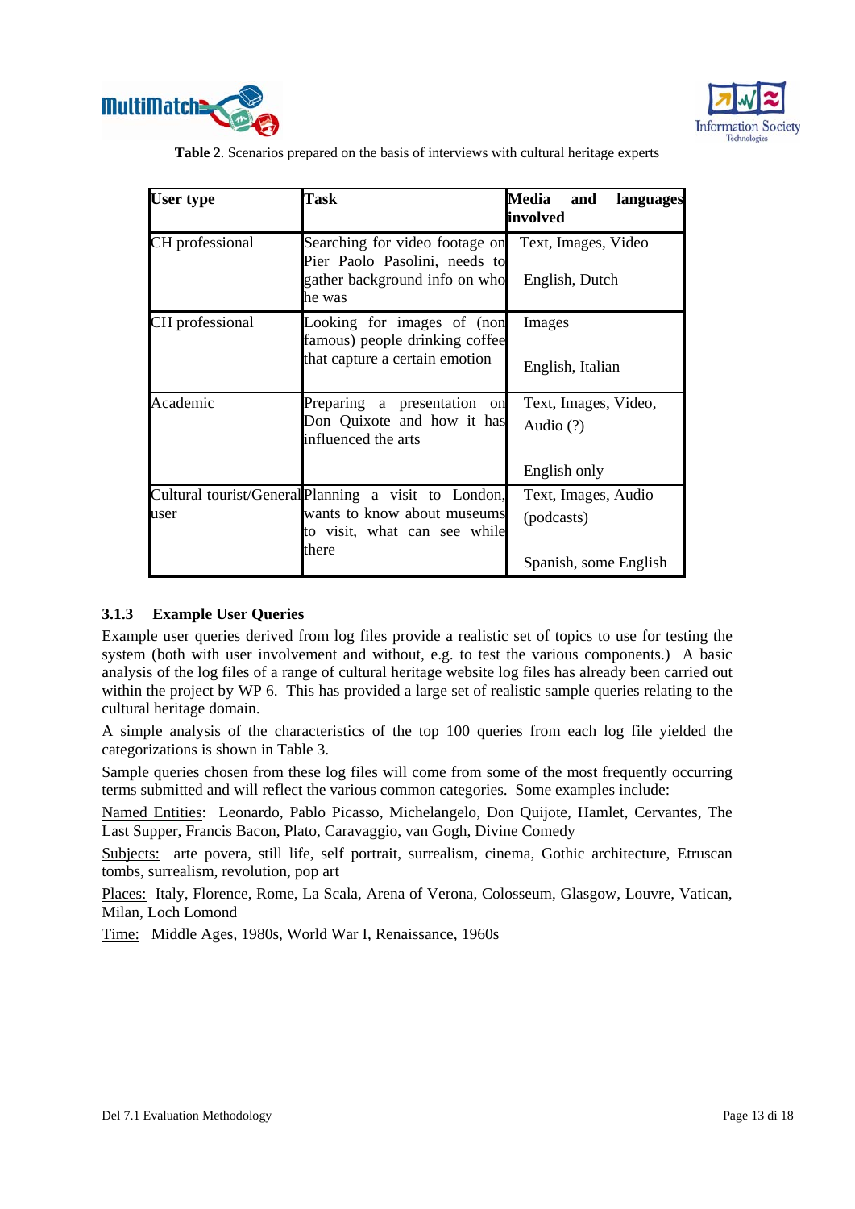**Table 2**. Scenarios prepared on the basis of interviews with cultural heritage experts

| User type | Task | Media and languages involved |
|---|---|---|
| CH professional | Searching for video footage on Pier Paolo Pasolini, needs to gather background info on who he was | Text, Images, Video<br><br>English, Dutch |
| CH professional | Looking for images of (non famous) people drinking coffee that capture a certain emotion | Images<br><br>English, Italian |
| Academic | Preparing a presentation on Don Quixote and how it has influenced the arts | Text, Images, Video, Audio (?)<br><br>English only |
| Cultural tourist/General user | Planning a visit to London, wants to know about museums to visit, what can see while there | Text, Images, Audio (podcasts)<br><br>Spanish, some English |

### 3.1.3 Example User Queries

Example user queries derived from log files provide a realistic set of topics to use for testing the system (both with user involvement and without, e.g. to test the various components.) A basic analysis of the log files of a range of cultural heritage website log files has already been carried out within the project by WP 6. This has provided a large set of realistic sample queries relating to the cultural heritage domain.

A simple analysis of the characteristics of the top 100 queries from each log file yielded the categorizations is shown in Table 3.

Sample queries chosen from these log files will come from some of the most frequently occurring terms submitted and will reflect the various common categories. Some examples include:

Named Entities: Leonardo, Pablo Picasso, Michelangelo, Don Quijote, Hamlet, Cervantes, The Last Supper, Francis Bacon, Plato, Caravaggio, van Gogh, Divine Comedy

Subjects: arte povera, still life, self portrait, surrealism, cinema, Gothic architecture, Etruscan tombs, surrealism, revolution, pop art

Places: Italy, Florence, Rome, La Scala, Arena of Verona, Colosseum, Glasgow, Louvre, Vatican, Milan, Loch Lomond

Time: Middle Ages, 1980s, World War I, Renaissance, 1960s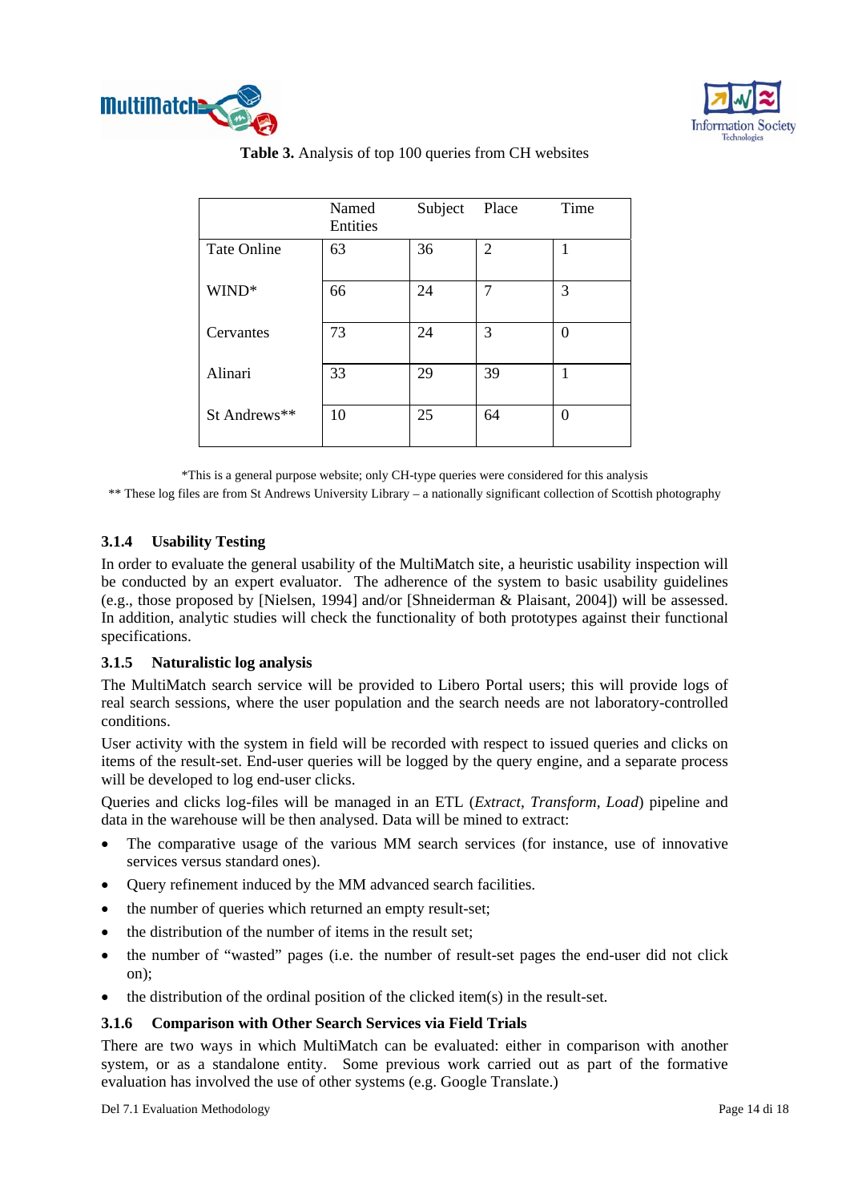**Table 3.** Analysis of top 100 queries from CH websites

| | Named Entities | Subject | Place | Time |
|---|---|---|---|---|
| Tate Online | 63 | 36 | 2 | 1 |
| WIND* | 66 | 24 | 7 | 3 |
| Cervantes | 73 | 24 | 3 | 0 |
| Alinari | 33 | 29 | 39 | 1 |
| St Andrews** | 10 | 25 | 64 | 0 |

*This is a general purpose website; only CH-type queries were considered for this analysis

** These log files are from St Andrews University Library – a nationally significant collection of Scottish photography

### 3.1.4 Usability Testing

In order to evaluate the general usability of the MultiMatch site, a heuristic usability inspection will be conducted by an expert evaluator. The adherence of the system to basic usability guidelines (e.g., those proposed by [Nielsen, 1994] and/or [Shneiderman & Plaisant, 2004]) will be assessed. In addition, analytic studies will check the functionality of both prototypes against their functional specifications.

### 3.1.5 Naturalistic log analysis

The MultiMatch search service will be provided to Libero Portal users; this will provide logs of real search sessions, where the user population and the search needs are not laboratory-controlled conditions.

User activity with the system in field will be recorded with respect to issued queries and clicks on items of the result-set. End-user queries will be logged by the query engine, and a separate process will be developed to log end-user clicks.

Queries and clicks log-files will be managed in an ETL (*Extract, Transform, Load*) pipeline and data in the warehouse will be then analysed. Data will be mined to extract:

- The comparative usage of the various MM search services (for instance, use of innovative services versus standard ones).
- Query refinement induced by the MM advanced search facilities.
- the number of queries which returned an empty result-set;
- the distribution of the number of items in the result set;
- the number of "wasted" pages (i.e. the number of result-set pages the end-user did not click on);
- the distribution of the ordinal position of the clicked item(s) in the result-set.

### 3.1.6 Comparison with Other Search Services via Field Trials

There are two ways in which MultiMatch can be evaluated: either in comparison with another system, or as a standalone entity. Some previous work carried out as part of the formative evaluation has involved the use of other systems (e.g. Google Translate.)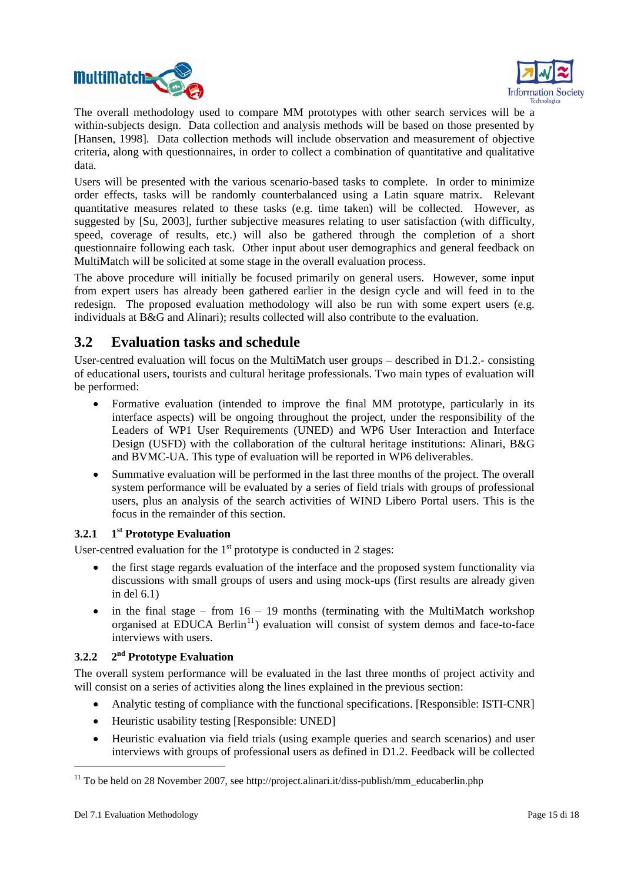The overall methodology used to compare MM prototypes with other search services will be a within-subjects design. Data collection and analysis methods will be based on those presented by [Hansen, 1998]. Data collection methods will include observation and measurement of objective criteria, along with questionnaires, in order to collect a combination of quantitative and qualitative data.

Users will be presented with the various scenario-based tasks to complete. In order to minimize order effects, tasks will be randomly counterbalanced using a Latin square matrix. Relevant quantitative measures related to these tasks (e.g. time taken) will be collected. However, as suggested by [Su, 2003], further subjective measures relating to user satisfaction (with difficulty, speed, coverage of results, etc.) will also be gathered through the completion of a short questionnaire following each task. Other input about user demographics and general feedback on MultiMatch will be solicited at some stage in the overall evaluation process.

The above procedure will initially be focused primarily on general users. However, some input from expert users has already been gathered earlier in the design cycle and will feed in to the redesign. The proposed evaluation methodology will also be run with some expert users (e.g. individuals at B&G and Alinari); results collected will also contribute to the evaluation.

## 3.2 Evaluation tasks and schedule

User-centred evaluation will focus on the MultiMatch user groups – described in D1.2.- consisting of educational users, tourists and cultural heritage professionals. Two main types of evaluation will be performed:

- Formative evaluation (intended to improve the final MM prototype, particularly in its interface aspects) will be ongoing throughout the project, under the responsibility of the Leaders of WP1 User Requirements (UNED) and WP6 User Interaction and Interface Design (USFD) with the collaboration of the cultural heritage institutions: Alinari, B&G and BVMC-UA. This type of evaluation will be reported in WP6 deliverables.
- Summative evaluation will be performed in the last three months of the project. The overall system performance will be evaluated by a series of field trials with groups of professional users, plus an analysis of the search activities of WIND Libero Portal users. This is the focus in the remainder of this section.

### 3.2.1 1st Prototype Evaluation

User-centred evaluation for the 1st prototype is conducted in 2 stages:

- the first stage regards evaluation of the interface and the proposed system functionality via discussions with small groups of users and using mock-ups (first results are already given in del 6.1)
- in the final stage – from 16 – 19 months (terminating with the MultiMatch workshop organised at EDUCA Berlin[11]) evaluation will consist of system demos and face-to-face interviews with users.

### 3.2.2 2nd Prototype Evaluation

The overall system performance will be evaluated in the last three months of project activity and will consist on a series of activities along the lines explained in the previous section:

- Analytic testing of compliance with the functional specifications. [Responsible: ISTI-CNR]
- Heuristic usability testing [Responsible: UNED]
- Heuristic evaluation via field trials (using example queries and search scenarios) and user interviews with groups of professional users as defined in D1.2. Feedback will be collected

---

[11] To be held on 28 November 2007, see http://project.alinari.it/diss-publish/mm_educaberlin.php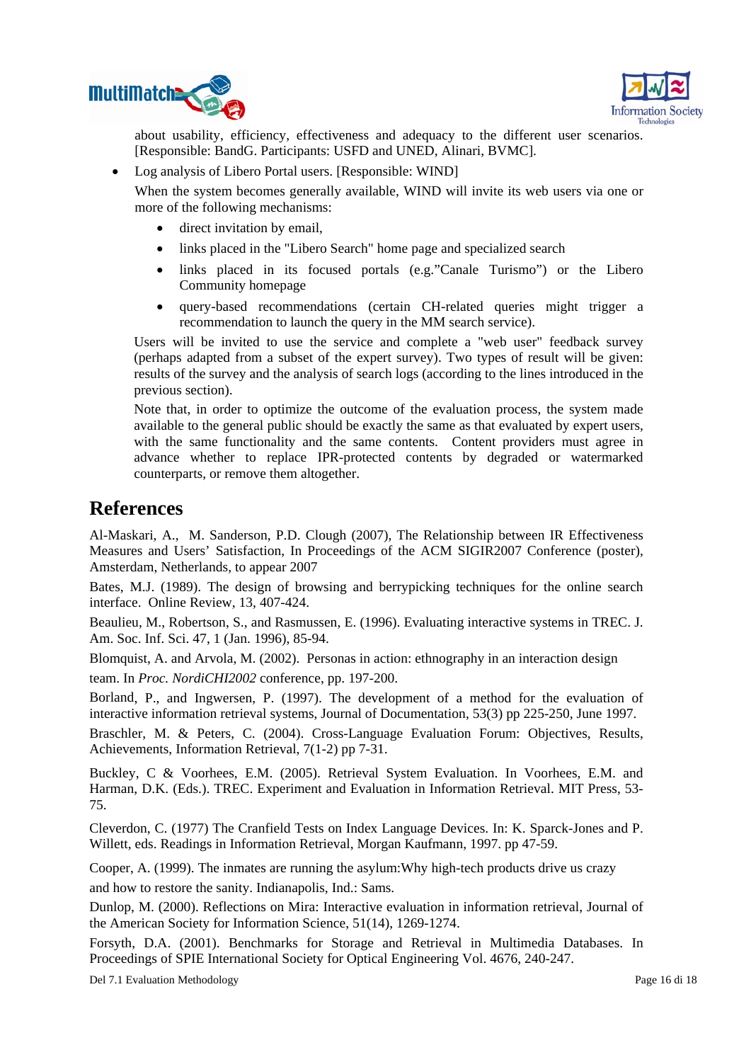about usability, efficiency, effectiveness and adequacy to the different user scenarios. [Responsible: BandG. Participants: USFD and UNED, Alinari, BVMC].

- Log analysis of Libero Portal users. [Responsible: WIND]

  When the system becomes generally available, WIND will invite its web users via one or more of the following mechanisms:

  - direct invitation by email,
  - links placed in the "Libero Search" home page and specialized search
  - links placed in its focused portals (e.g.”Canale Turismo”) or the Libero Community homepage
  - query-based recommendations (certain CH-related queries might trigger a recommendation to launch the query in the MM search service).

  Users will be invited to use the service and complete a "web user" feedback survey (perhaps adapted from a subset of the expert survey). Two types of result will be given: results of the survey and the analysis of search logs (according to the lines introduced in the previous section).

  Note that, in order to optimize the outcome of the evaluation process, the system made available to the general public should be exactly the same as that evaluated by expert users, with the same functionality and the same contents. Content providers must agree in advance whether to replace IPR-protected contents by degraded or watermarked counterparts, or remove them altogether.

# References

Al-Maskari, A., M. Sanderson, P.D. Clough (2007), The Relationship between IR Effectiveness Measures and Users’ Satisfaction, In Proceedings of the ACM SIGIR2007 Conference (poster), Amsterdam, Netherlands, to appear 2007

Bates, M.J. (1989). The design of browsing and berrypicking techniques for the online search interface. Online Review, 13, 407-424.

Beaulieu, M., Robertson, S., and Rasmussen, E. (1996). Evaluating interactive systems in TREC. J. Am. Soc. Inf. Sci. 47, 1 (Jan. 1996), 85-94.

Blomquist, A. and Arvola, M. (2002). Personas in action: ethnography in an interaction design team. In *Proc. NordiCHI2002* conference, pp. 197-200.

Borland, P., and Ingwersen, P. (1997). The development of a method for the evaluation of interactive information retrieval systems, Journal of Documentation, 53(3) pp 225-250, June 1997.

Braschler, M. & Peters, C. (2004). Cross-Language Evaluation Forum: Objectives, Results, Achievements, Information Retrieval, 7(1-2) pp 7-31.

Buckley, C & Voorhees, E.M. (2005). Retrieval System Evaluation. In Voorhees, E.M. and Harman, D.K. (Eds.). TREC. Experiment and Evaluation in Information Retrieval. MIT Press, 53-75.

Cleverdon, C. (1977) The Cranfield Tests on Index Language Devices. In: K. Sparck-Jones and P. Willett, eds. Readings in Information Retrieval, Morgan Kaufmann, 1997. pp 47-59.

Cooper, A. (1999). The inmates are running the asylum:Why high-tech products drive us crazy and how to restore the sanity. Indianapolis, Ind.: Sams.

Dunlop, M. (2000). Reflections on Mira: Interactive evaluation in information retrieval, Journal of the American Society for Information Science, 51(14), 1269-1274.

Forsyth, D.A. (2001). Benchmarks for Storage and Retrieval in Multimedia Databases. In Proceedings of SPIE International Society for Optical Engineering Vol. 4676, 240-247.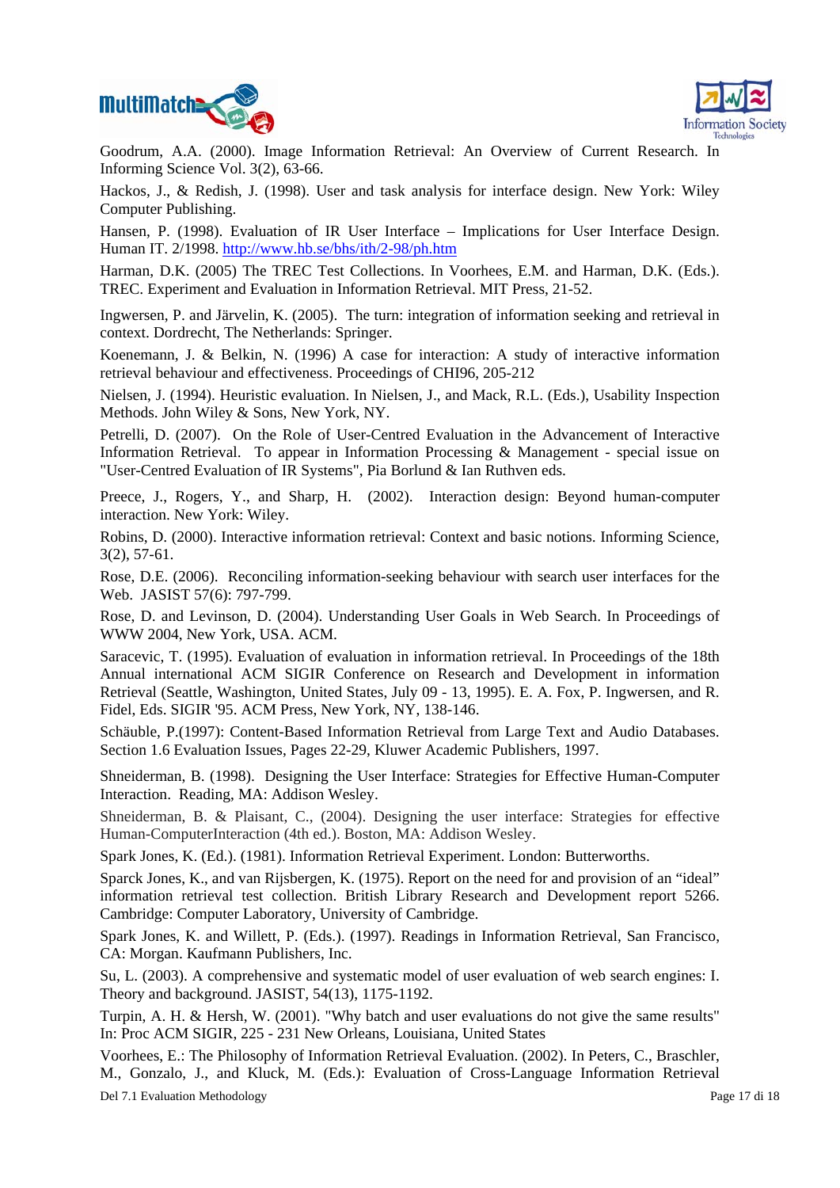Goodrum, A.A. (2000). Image Information Retrieval: An Overview of Current Research. In Informing Science Vol. 3(2), 63-66.

Hackos, J., & Redish, J. (1998). User and task analysis for interface design. New York: Wiley Computer Publishing.

Hansen, P. (1998). Evaluation of IR User Interface – Implications for User Interface Design. Human IT. 2/1998. http://www.hb.se/bhs/ith/2-98/ph.htm

Harman, D.K. (2005) The TREC Test Collections. In Voorhees, E.M. and Harman, D.K. (Eds.). TREC. Experiment and Evaluation in Information Retrieval. MIT Press, 21-52.

Ingwersen, P. and Järvelin, K. (2005). The turn: integration of information seeking and retrieval in context. Dordrecht, The Netherlands: Springer.

Koenemann, J. & Belkin, N. (1996) A case for interaction: A study of interactive information retrieval behaviour and effectiveness. Proceedings of CHI96, 205-212

Nielsen, J. (1994). Heuristic evaluation. In Nielsen, J., and Mack, R.L. (Eds.), Usability Inspection Methods. John Wiley & Sons, New York, NY.

Petrelli, D. (2007). On the Role of User-Centred Evaluation in the Advancement of Interactive Information Retrieval. To appear in Information Processing & Management - special issue on "User-Centred Evaluation of IR Systems", Pia Borlund & Ian Ruthven eds.

Preece, J., Rogers, Y., and Sharp, H. (2002). Interaction design: Beyond human-computer interaction. New York: Wiley.

Robins, D. (2000). Interactive information retrieval: Context and basic notions. Informing Science, 3(2), 57-61.

Rose, D.E. (2006). Reconciling information-seeking behaviour with search user interfaces for the Web. JASIST 57(6): 797-799.

Rose, D. and Levinson, D. (2004). Understanding User Goals in Web Search. In Proceedings of WWW 2004, New York, USA. ACM.

Saracevic, T. (1995). Evaluation of evaluation in information retrieval. In Proceedings of the 18th Annual international ACM SIGIR Conference on Research and Development in information Retrieval (Seattle, Washington, United States, July 09 - 13, 1995). E. A. Fox, P. Ingwersen, and R. Fidel, Eds. SIGIR '95. ACM Press, New York, NY, 138-146.

Schäuble, P.(1997): Content-Based Information Retrieval from Large Text and Audio Databases. Section 1.6 Evaluation Issues, Pages 22-29, Kluwer Academic Publishers, 1997.

Shneiderman, B. (1998). Designing the User Interface: Strategies for Effective Human-Computer Interaction. Reading, MA: Addison Wesley.

Shneiderman, B. & Plaisant, C., (2004). Designing the user interface: Strategies for effective Human-ComputerInteraction (4th ed.). Boston, MA: Addison Wesley.

Spark Jones, K. (Ed.). (1981). Information Retrieval Experiment. London: Butterworths.

Sparck Jones, K., and van Rijsbergen, K. (1975). Report on the need for and provision of an "ideal" information retrieval test collection. British Library Research and Development report 5266. Cambridge: Computer Laboratory, University of Cambridge.

Spark Jones, K. and Willett, P. (Eds.). (1997). Readings in Information Retrieval, San Francisco, CA: Morgan. Kaufmann Publishers, Inc.

Su, L. (2003). A comprehensive and systematic model of user evaluation of web search engines: I. Theory and background. JASIST, 54(13), 1175-1192.

Turpin, A. H. & Hersh, W. (2001). "Why batch and user evaluations do not give the same results" In: Proc ACM SIGIR, 225 - 231 New Orleans, Louisiana, United States

Voorhees, E.: The Philosophy of Information Retrieval Evaluation. (2002). In Peters, C., Braschler, M., Gonzalo, J., and Kluck, M. (Eds.): Evaluation of Cross-Language Information Retrieval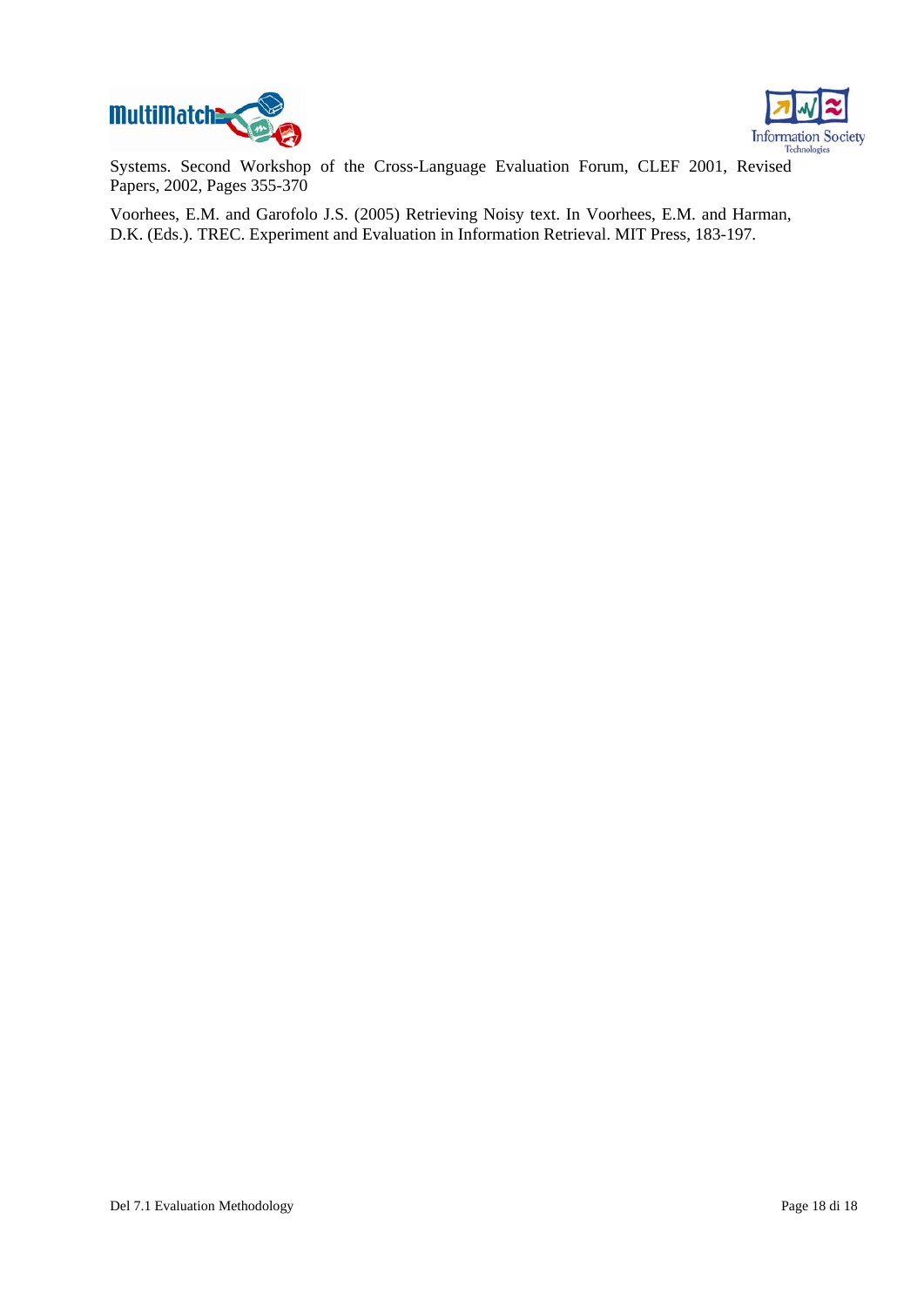Systems. Second Workshop of the Cross-Language Evaluation Forum, CLEF 2001, Revised Papers, 2002, Pages 355-370

Voorhees, E.M. and Garofolo J.S. (2005) Retrieving Noisy text. In Voorhees, E.M. and Harman, D.K. (Eds.). TREC. Experiment and Evaluation in Information Retrieval. MIT Press, 183-197.